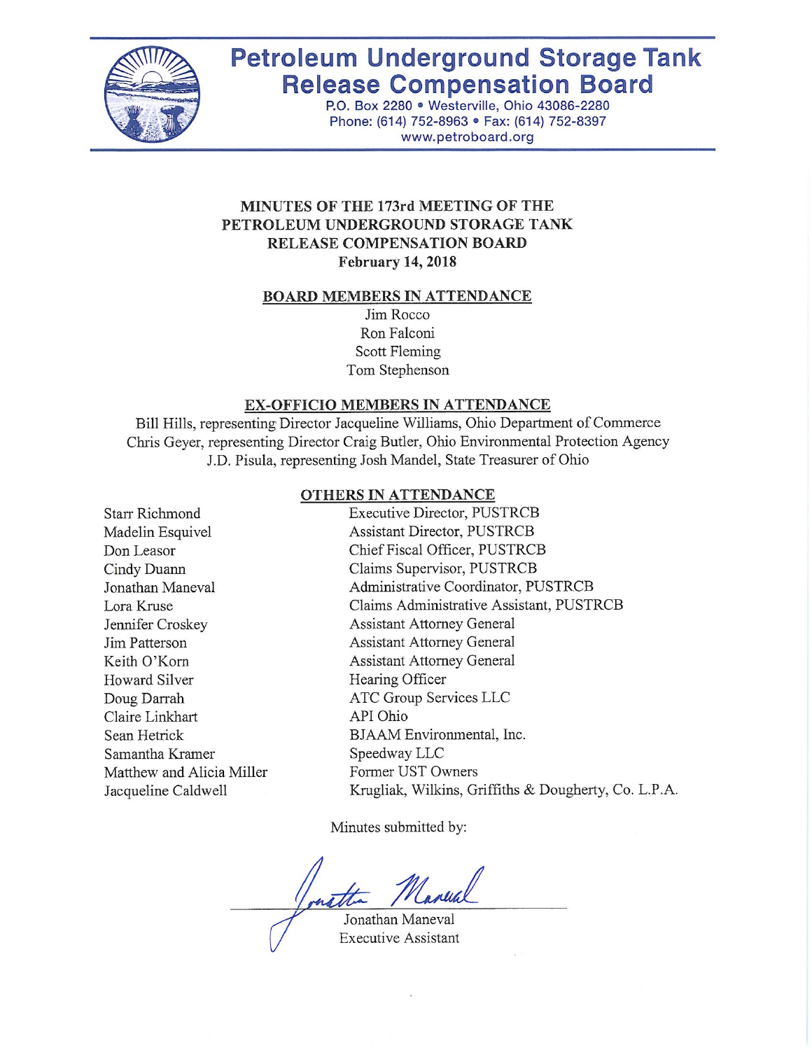# Petroleum Underground Storage Tank Release Compensation Board

P.O. Box 2280 • Westerville, Ohio 43086-2280
Phone: (614) 752-8963 • Fax: (614) 752-8397
www.petroboard.org

## MINUTES OF THE 173rd MEETING OF THE PETROLEUM UNDERGROUND STORAGE TANK RELEASE COMPENSATION BOARD

**February 14, 2018**

### BOARD MEMBERS IN ATTENDANCE

Jim Rocco
Ron Falconi
Scott Fleming
Tom Stephenson

### EX-OFFICIO MEMBERS IN ATTENDANCE

Bill Hills, representing Director Jacqueline Williams, Ohio Department of Commerce
Chris Geyer, representing Director Craig Butler, Ohio Environmental Protection Agency
J.D. Pisula, representing Josh Mandel, State Treasurer of Ohio

### OTHERS IN ATTENDANCE

| Name | Affiliation |
|---|---|
| Starr Richmond | Executive Director, PUSTRCB |
| Madelin Esquivel | Assistant Director, PUSTRCB |
| Don Leasor | Chief Fiscal Officer, PUSTRCB |
| Cindy Duann | Claims Supervisor, PUSTRCB |
| Jonathan Maneval | Administrative Coordinator, PUSTRCB |
| Lora Kruse | Claims Administrative Assistant, PUSTRCB |
| Jennifer Croskey | Assistant Attorney General |
| Jim Patterson | Assistant Attorney General |
| Keith O'Korn | Assistant Attorney General |
| Howard Silver | Hearing Officer |
| Doug Darrah | ATC Group Services LLC |
| Claire Linkhart | API Ohio |
| Sean Hetrick | BJAAM Environmental, Inc. |
| Samantha Kramer | Speedway LLC |
| Matthew and Alicia Miller | Former UST Owners |
| Jacqueline Caldwell | Krugliak, Wilkins, Griffiths & Dougherty, Co. L.P.A. |

Minutes submitted by:

Jonathan Maneval
Executive Assistant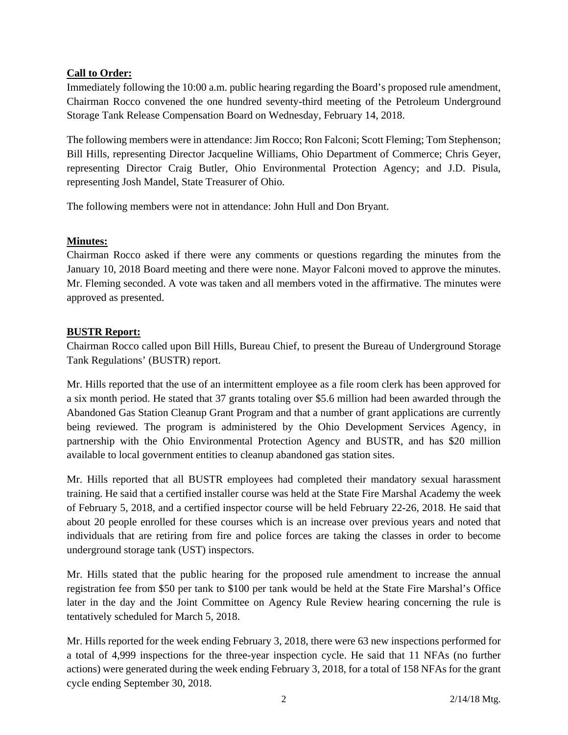**Call to Order:**

Immediately following the 10:00 a.m. public hearing regarding the Board's proposed rule amendment, Chairman Rocco convened the one hundred seventy-third meeting of the Petroleum Underground Storage Tank Release Compensation Board on Wednesday, February 14, 2018.

The following members were in attendance: Jim Rocco; Ron Falconi; Scott Fleming; Tom Stephenson; Bill Hills, representing Director Jacqueline Williams, Ohio Department of Commerce; Chris Geyer, representing Director Craig Butler, Ohio Environmental Protection Agency; and J.D. Pisula, representing Josh Mandel, State Treasurer of Ohio.

The following members were not in attendance: John Hull and Don Bryant.

**Minutes:**

Chairman Rocco asked if there were any comments or questions regarding the minutes from the January 10, 2018 Board meeting and there were none. Mayor Falconi moved to approve the minutes. Mr. Fleming seconded. A vote was taken and all members voted in the affirmative. The minutes were approved as presented.

**BUSTR Report:**

Chairman Rocco called upon Bill Hills, Bureau Chief, to present the Bureau of Underground Storage Tank Regulations' (BUSTR) report.

Mr. Hills reported that the use of an intermittent employee as a file room clerk has been approved for a six month period. He stated that 37 grants totaling over $5.6 million had been awarded through the Abandoned Gas Station Cleanup Grant Program and that a number of grant applications are currently being reviewed. The program is administered by the Ohio Development Services Agency, in partnership with the Ohio Environmental Protection Agency and BUSTR, and has $20 million available to local government entities to cleanup abandoned gas station sites.

Mr. Hills reported that all BUSTR employees had completed their mandatory sexual harassment training. He said that a certified installer course was held at the State Fire Marshal Academy the week of February 5, 2018, and a certified inspector course will be held February 22-26, 2018. He said that about 20 people enrolled for these courses which is an increase over previous years and noted that individuals that are retiring from fire and police forces are taking the classes in order to become underground storage tank (UST) inspectors.

Mr. Hills stated that the public hearing for the proposed rule amendment to increase the annual registration fee from $50 per tank to $100 per tank would be held at the State Fire Marshal's Office later in the day and the Joint Committee on Agency Rule Review hearing concerning the rule is tentatively scheduled for March 5, 2018.

Mr. Hills reported for the week ending February 3, 2018, there were 63 new inspections performed for a total of 4,999 inspections for the three-year inspection cycle. He said that 11 NFAs (no further actions) were generated during the week ending February 3, 2018, for a total of 158 NFAs for the grant cycle ending September 30, 2018.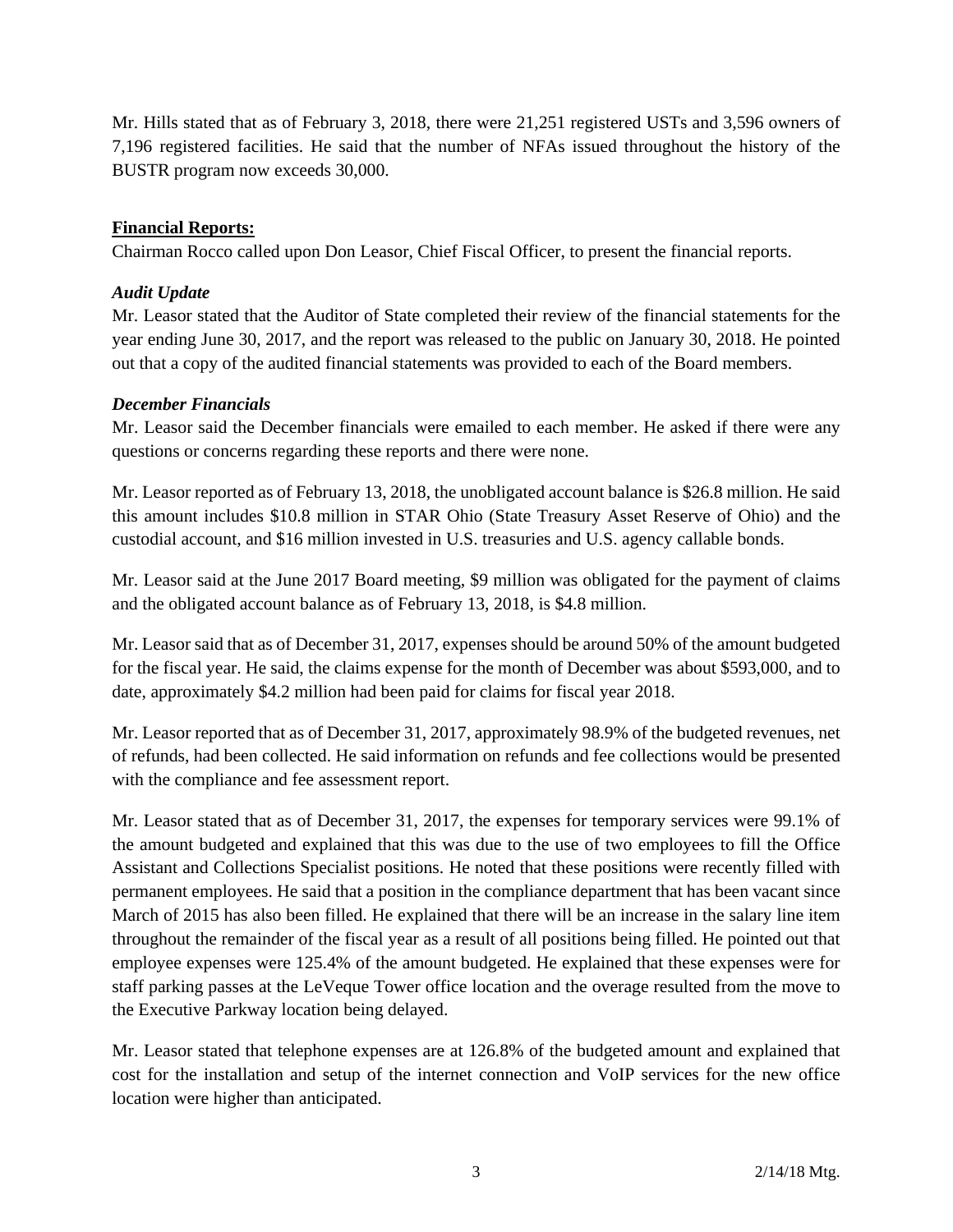Mr. Hills stated that as of February 3, 2018, there were 21,251 registered USTs and 3,596 owners of 7,196 registered facilities. He said that the number of NFAs issued throughout the history of the BUSTR program now exceeds 30,000.

## Financial Reports:

Chairman Rocco called upon Don Leasor, Chief Fiscal Officer, to present the financial reports.

### *Audit Update*

Mr. Leasor stated that the Auditor of State completed their review of the financial statements for the year ending June 30, 2017, and the report was released to the public on January 30, 2018. He pointed out that a copy of the audited financial statements was provided to each of the Board members.

### *December Financials*

Mr. Leasor said the December financials were emailed to each member. He asked if there were any questions or concerns regarding these reports and there were none.

Mr. Leasor reported as of February 13, 2018, the unobligated account balance is $26.8 million. He said this amount includes $10.8 million in STAR Ohio (State Treasury Asset Reserve of Ohio) and the custodial account, and $16 million invested in U.S. treasuries and U.S. agency callable bonds.

Mr. Leasor said at the June 2017 Board meeting, $9 million was obligated for the payment of claims and the obligated account balance as of February 13, 2018, is $4.8 million.

Mr. Leasor said that as of December 31, 2017, expenses should be around 50% of the amount budgeted for the fiscal year. He said, the claims expense for the month of December was about $593,000, and to date, approximately $4.2 million had been paid for claims for fiscal year 2018.

Mr. Leasor reported that as of December 31, 2017, approximately 98.9% of the budgeted revenues, net of refunds, had been collected. He said information on refunds and fee collections would be presented with the compliance and fee assessment report.

Mr. Leasor stated that as of December 31, 2017, the expenses for temporary services were 99.1% of the amount budgeted and explained that this was due to the use of two employees to fill the Office Assistant and Collections Specialist positions. He noted that these positions were recently filled with permanent employees. He said that a position in the compliance department that has been vacant since March of 2015 has also been filled. He explained that there will be an increase in the salary line item throughout the remainder of the fiscal year as a result of all positions being filled. He pointed out that employee expenses were 125.4% of the amount budgeted. He explained that these expenses were for staff parking passes at the LeVeque Tower office location and the overage resulted from the move to the Executive Parkway location being delayed.

Mr. Leasor stated that telephone expenses are at 126.8% of the budgeted amount and explained that cost for the installation and setup of the internet connection and VoIP services for the new office location were higher than anticipated.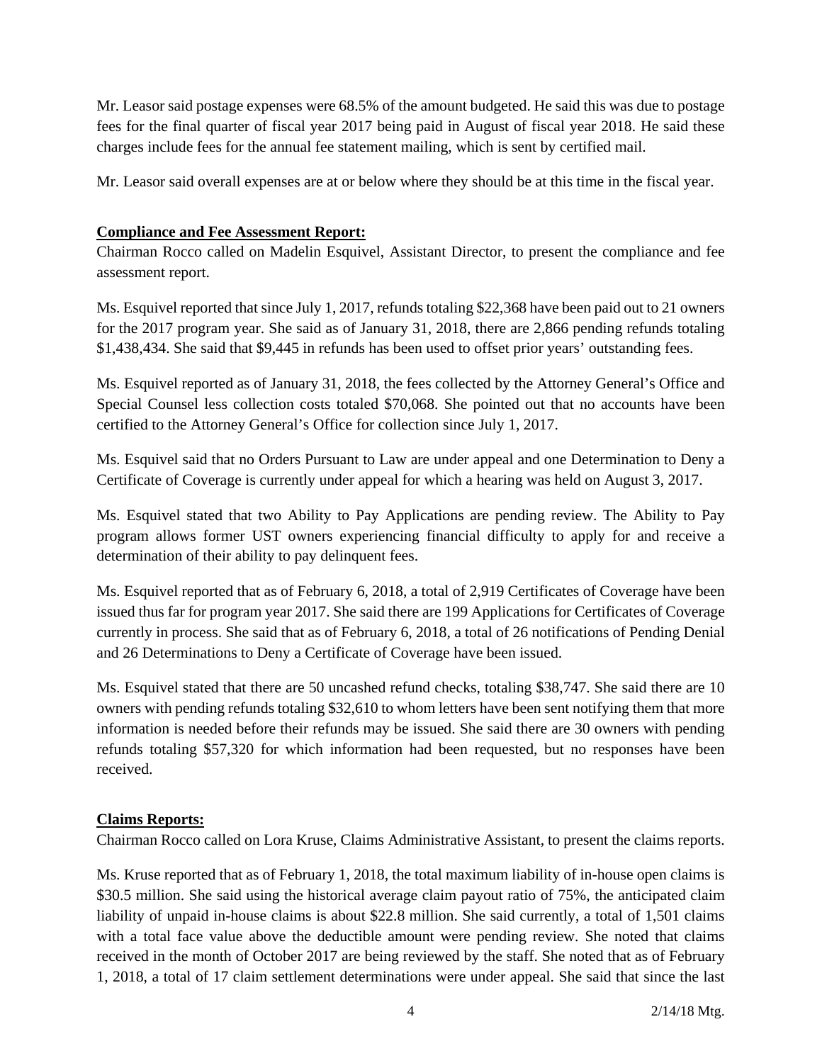Mr. Leasor said postage expenses were 68.5% of the amount budgeted. He said this was due to postage fees for the final quarter of fiscal year 2017 being paid in August of fiscal year 2018. He said these charges include fees for the annual fee statement mailing, which is sent by certified mail.

Mr. Leasor said overall expenses are at or below where they should be at this time in the fiscal year.

**Compliance and Fee Assessment Report:**

Chairman Rocco called on Madelin Esquivel, Assistant Director, to present the compliance and fee assessment report.

Ms. Esquivel reported that since July 1, 2017, refunds totaling $22,368 have been paid out to 21 owners for the 2017 program year. She said as of January 31, 2018, there are 2,866 pending refunds totaling $1,438,434. She said that $9,445 in refunds has been used to offset prior years' outstanding fees.

Ms. Esquivel reported as of January 31, 2018, the fees collected by the Attorney General's Office and Special Counsel less collection costs totaled $70,068. She pointed out that no accounts have been certified to the Attorney General's Office for collection since July 1, 2017.

Ms. Esquivel said that no Orders Pursuant to Law are under appeal and one Determination to Deny a Certificate of Coverage is currently under appeal for which a hearing was held on August 3, 2017.

Ms. Esquivel stated that two Ability to Pay Applications are pending review. The Ability to Pay program allows former UST owners experiencing financial difficulty to apply for and receive a determination of their ability to pay delinquent fees.

Ms. Esquivel reported that as of February 6, 2018, a total of 2,919 Certificates of Coverage have been issued thus far for program year 2017. She said there are 199 Applications for Certificates of Coverage currently in process. She said that as of February 6, 2018, a total of 26 notifications of Pending Denial and 26 Determinations to Deny a Certificate of Coverage have been issued.

Ms. Esquivel stated that there are 50 uncashed refund checks, totaling $38,747. She said there are 10 owners with pending refunds totaling $32,610 to whom letters have been sent notifying them that more information is needed before their refunds may be issued. She said there are 30 owners with pending refunds totaling $57,320 for which information had been requested, but no responses have been received.

**Claims Reports:**

Chairman Rocco called on Lora Kruse, Claims Administrative Assistant, to present the claims reports.

Ms. Kruse reported that as of February 1, 2018, the total maximum liability of in-house open claims is $30.5 million. She said using the historical average claim payout ratio of 75%, the anticipated claim liability of unpaid in-house claims is about $22.8 million. She said currently, a total of 1,501 claims with a total face value above the deductible amount were pending review. She noted that claims received in the month of October 2017 are being reviewed by the staff. She noted that as of February 1, 2018, a total of 17 claim settlement determinations were under appeal. She said that since the last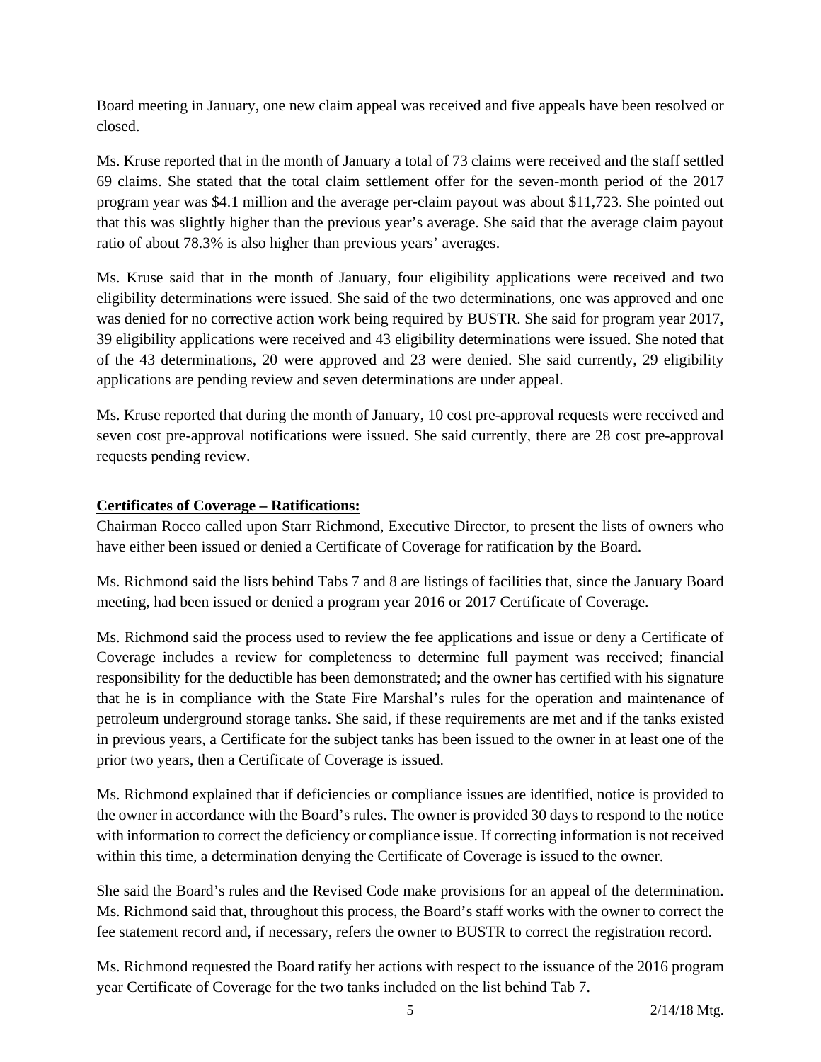Board meeting in January, one new claim appeal was received and five appeals have been resolved or closed.

Ms. Kruse reported that in the month of January a total of 73 claims were received and the staff settled 69 claims. She stated that the total claim settlement offer for the seven-month period of the 2017 program year was $4.1 million and the average per-claim payout was about $11,723. She pointed out that this was slightly higher than the previous year's average. She said that the average claim payout ratio of about 78.3% is also higher than previous years' averages.

Ms. Kruse said that in the month of January, four eligibility applications were received and two eligibility determinations were issued. She said of the two determinations, one was approved and one was denied for no corrective action work being required by BUSTR. She said for program year 2017, 39 eligibility applications were received and 43 eligibility determinations were issued. She noted that of the 43 determinations, 20 were approved and 23 were denied. She said currently, 29 eligibility applications are pending review and seven determinations are under appeal.

Ms. Kruse reported that during the month of January, 10 cost pre-approval requests were received and seven cost pre-approval notifications were issued. She said currently, there are 28 cost pre-approval requests pending review.

**Certificates of Coverage – Ratifications:**

Chairman Rocco called upon Starr Richmond, Executive Director, to present the lists of owners who have either been issued or denied a Certificate of Coverage for ratification by the Board.

Ms. Richmond said the lists behind Tabs 7 and 8 are listings of facilities that, since the January Board meeting, had been issued or denied a program year 2016 or 2017 Certificate of Coverage.

Ms. Richmond said the process used to review the fee applications and issue or deny a Certificate of Coverage includes a review for completeness to determine full payment was received; financial responsibility for the deductible has been demonstrated; and the owner has certified with his signature that he is in compliance with the State Fire Marshal's rules for the operation and maintenance of petroleum underground storage tanks. She said, if these requirements are met and if the tanks existed in previous years, a Certificate for the subject tanks has been issued to the owner in at least one of the prior two years, then a Certificate of Coverage is issued.

Ms. Richmond explained that if deficiencies or compliance issues are identified, notice is provided to the owner in accordance with the Board's rules. The owner is provided 30 days to respond to the notice with information to correct the deficiency or compliance issue. If correcting information is not received within this time, a determination denying the Certificate of Coverage is issued to the owner.

She said the Board's rules and the Revised Code make provisions for an appeal of the determination. Ms. Richmond said that, throughout this process, the Board's staff works with the owner to correct the fee statement record and, if necessary, refers the owner to BUSTR to correct the registration record.

Ms. Richmond requested the Board ratify her actions with respect to the issuance of the 2016 program year Certificate of Coverage for the two tanks included on the list behind Tab 7.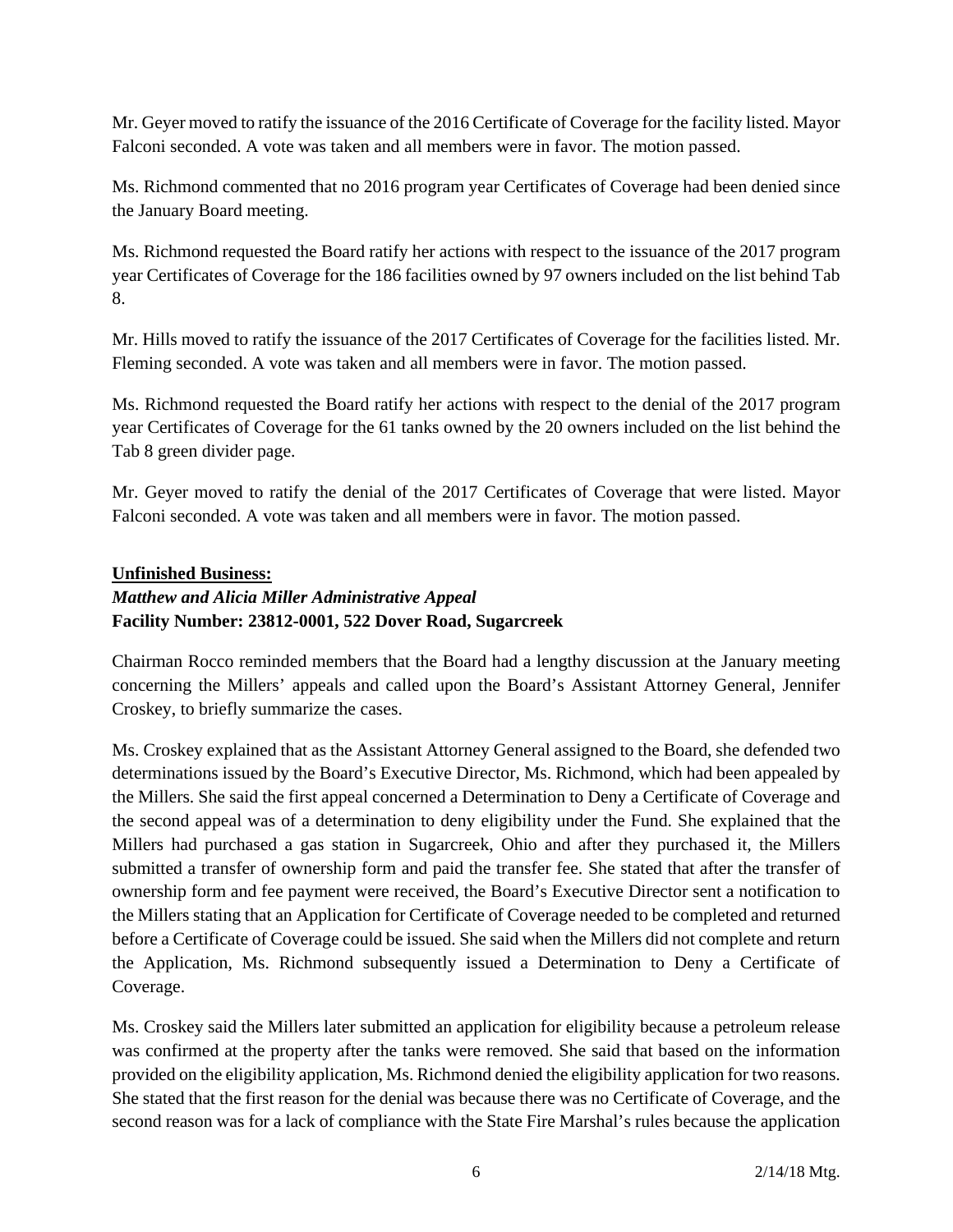Mr. Geyer moved to ratify the issuance of the 2016 Certificate of Coverage for the facility listed. Mayor Falconi seconded. A vote was taken and all members were in favor. The motion passed.

Ms. Richmond commented that no 2016 program year Certificates of Coverage had been denied since the January Board meeting.

Ms. Richmond requested the Board ratify her actions with respect to the issuance of the 2017 program year Certificates of Coverage for the 186 facilities owned by 97 owners included on the list behind Tab 8.

Mr. Hills moved to ratify the issuance of the 2017 Certificates of Coverage for the facilities listed. Mr. Fleming seconded. A vote was taken and all members were in favor. The motion passed.

Ms. Richmond requested the Board ratify her actions with respect to the denial of the 2017 program year Certificates of Coverage for the 61 tanks owned by the 20 owners included on the list behind the Tab 8 green divider page.

Mr. Geyer moved to ratify the denial of the 2017 Certificates of Coverage that were listed. Mayor Falconi seconded. A vote was taken and all members were in favor. The motion passed.

**Unfinished Business:**

***Matthew and Alicia Miller Administrative Appeal***

**Facility Number: 23812-0001, 522 Dover Road, Sugarcreek**

Chairman Rocco reminded members that the Board had a lengthy discussion at the January meeting concerning the Millers' appeals and called upon the Board's Assistant Attorney General, Jennifer Croskey, to briefly summarize the cases.

Ms. Croskey explained that as the Assistant Attorney General assigned to the Board, she defended two determinations issued by the Board's Executive Director, Ms. Richmond, which had been appealed by the Millers. She said the first appeal concerned a Determination to Deny a Certificate of Coverage and the second appeal was of a determination to deny eligibility under the Fund. She explained that the Millers had purchased a gas station in Sugarcreek, Ohio and after they purchased it, the Millers submitted a transfer of ownership form and paid the transfer fee. She stated that after the transfer of ownership form and fee payment were received, the Board's Executive Director sent a notification to the Millers stating that an Application for Certificate of Coverage needed to be completed and returned before a Certificate of Coverage could be issued. She said when the Millers did not complete and return the Application, Ms. Richmond subsequently issued a Determination to Deny a Certificate of Coverage.

Ms. Croskey said the Millers later submitted an application for eligibility because a petroleum release was confirmed at the property after the tanks were removed. She said that based on the information provided on the eligibility application, Ms. Richmond denied the eligibility application for two reasons. She stated that the first reason for the denial was because there was no Certificate of Coverage, and the second reason was for a lack of compliance with the State Fire Marshal's rules because the application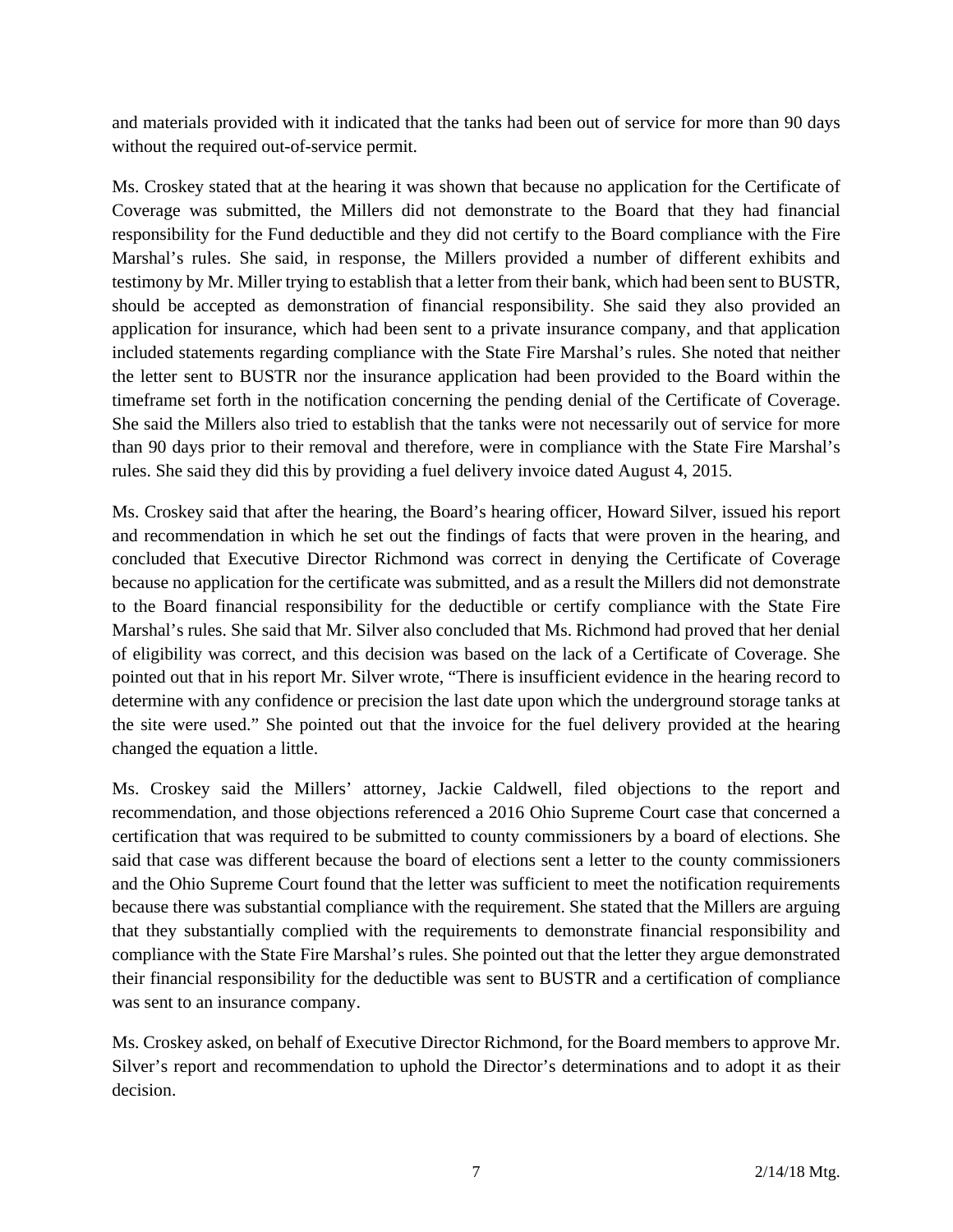and materials provided with it indicated that the tanks had been out of service for more than 90 days without the required out-of-service permit.

Ms. Croskey stated that at the hearing it was shown that because no application for the Certificate of Coverage was submitted, the Millers did not demonstrate to the Board that they had financial responsibility for the Fund deductible and they did not certify to the Board compliance with the Fire Marshal's rules. She said, in response, the Millers provided a number of different exhibits and testimony by Mr. Miller trying to establish that a letter from their bank, which had been sent to BUSTR, should be accepted as demonstration of financial responsibility. She said they also provided an application for insurance, which had been sent to a private insurance company, and that application included statements regarding compliance with the State Fire Marshal's rules. She noted that neither the letter sent to BUSTR nor the insurance application had been provided to the Board within the timeframe set forth in the notification concerning the pending denial of the Certificate of Coverage. She said the Millers also tried to establish that the tanks were not necessarily out of service for more than 90 days prior to their removal and therefore, were in compliance with the State Fire Marshal's rules. She said they did this by providing a fuel delivery invoice dated August 4, 2015.

Ms. Croskey said that after the hearing, the Board's hearing officer, Howard Silver, issued his report and recommendation in which he set out the findings of facts that were proven in the hearing, and concluded that Executive Director Richmond was correct in denying the Certificate of Coverage because no application for the certificate was submitted, and as a result the Millers did not demonstrate to the Board financial responsibility for the deductible or certify compliance with the State Fire Marshal's rules. She said that Mr. Silver also concluded that Ms. Richmond had proved that her denial of eligibility was correct, and this decision was based on the lack of a Certificate of Coverage. She pointed out that in his report Mr. Silver wrote, "There is insufficient evidence in the hearing record to determine with any confidence or precision the last date upon which the underground storage tanks at the site were used." She pointed out that the invoice for the fuel delivery provided at the hearing changed the equation a little.

Ms. Croskey said the Millers' attorney, Jackie Caldwell, filed objections to the report and recommendation, and those objections referenced a 2016 Ohio Supreme Court case that concerned a certification that was required to be submitted to county commissioners by a board of elections. She said that case was different because the board of elections sent a letter to the county commissioners and the Ohio Supreme Court found that the letter was sufficient to meet the notification requirements because there was substantial compliance with the requirement. She stated that the Millers are arguing that they substantially complied with the requirements to demonstrate financial responsibility and compliance with the State Fire Marshal's rules. She pointed out that the letter they argue demonstrated their financial responsibility for the deductible was sent to BUSTR and a certification of compliance was sent to an insurance company.

Ms. Croskey asked, on behalf of Executive Director Richmond, for the Board members to approve Mr. Silver's report and recommendation to uphold the Director's determinations and to adopt it as their decision.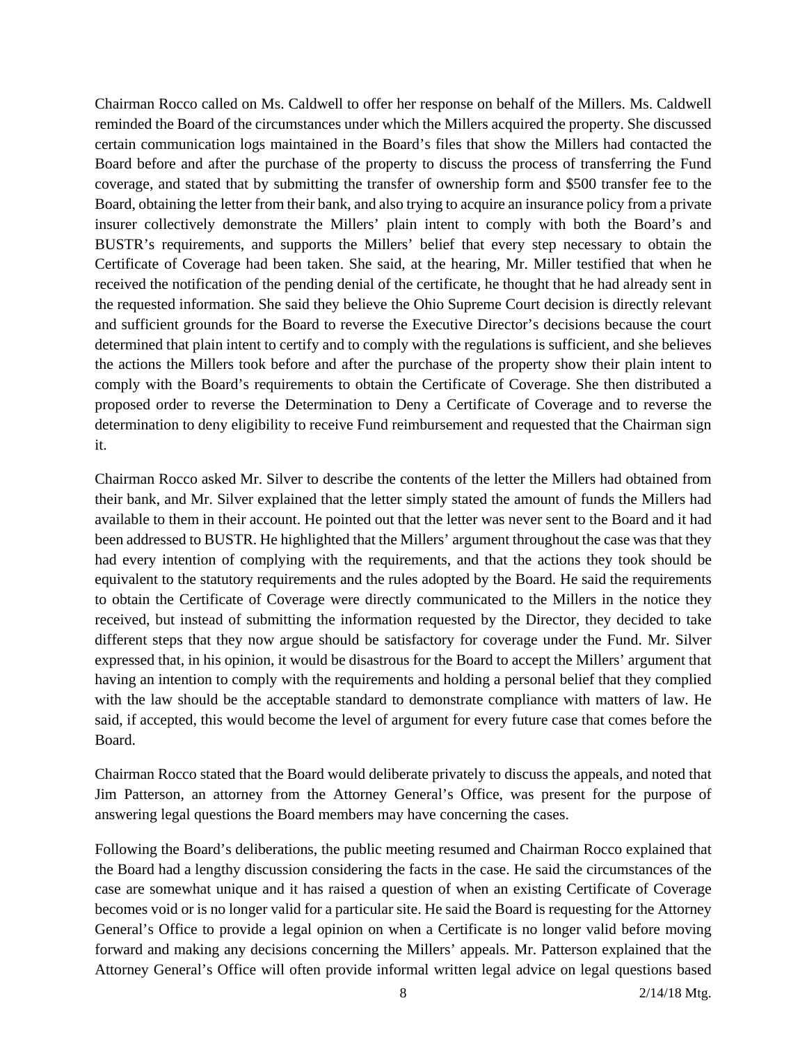Chairman Rocco called on Ms. Caldwell to offer her response on behalf of the Millers. Ms. Caldwell reminded the Board of the circumstances under which the Millers acquired the property. She discussed certain communication logs maintained in the Board's files that show the Millers had contacted the Board before and after the purchase of the property to discuss the process of transferring the Fund coverage, and stated that by submitting the transfer of ownership form and $500 transfer fee to the Board, obtaining the letter from their bank, and also trying to acquire an insurance policy from a private insurer collectively demonstrate the Millers' plain intent to comply with both the Board's and BUSTR's requirements, and supports the Millers' belief that every step necessary to obtain the Certificate of Coverage had been taken. She said, at the hearing, Mr. Miller testified that when he received the notification of the pending denial of the certificate, he thought that he had already sent in the requested information. She said they believe the Ohio Supreme Court decision is directly relevant and sufficient grounds for the Board to reverse the Executive Director's decisions because the court determined that plain intent to certify and to comply with the regulations is sufficient, and she believes the actions the Millers took before and after the purchase of the property show their plain intent to comply with the Board's requirements to obtain the Certificate of Coverage. She then distributed a proposed order to reverse the Determination to Deny a Certificate of Coverage and to reverse the determination to deny eligibility to receive Fund reimbursement and requested that the Chairman sign it.

Chairman Rocco asked Mr. Silver to describe the contents of the letter the Millers had obtained from their bank, and Mr. Silver explained that the letter simply stated the amount of funds the Millers had available to them in their account. He pointed out that the letter was never sent to the Board and it had been addressed to BUSTR. He highlighted that the Millers' argument throughout the case was that they had every intention of complying with the requirements, and that the actions they took should be equivalent to the statutory requirements and the rules adopted by the Board. He said the requirements to obtain the Certificate of Coverage were directly communicated to the Millers in the notice they received, but instead of submitting the information requested by the Director, they decided to take different steps that they now argue should be satisfactory for coverage under the Fund. Mr. Silver expressed that, in his opinion, it would be disastrous for the Board to accept the Millers' argument that having an intention to comply with the requirements and holding a personal belief that they complied with the law should be the acceptable standard to demonstrate compliance with matters of law. He said, if accepted, this would become the level of argument for every future case that comes before the Board.

Chairman Rocco stated that the Board would deliberate privately to discuss the appeals, and noted that Jim Patterson, an attorney from the Attorney General's Office, was present for the purpose of answering legal questions the Board members may have concerning the cases.

Following the Board's deliberations, the public meeting resumed and Chairman Rocco explained that the Board had a lengthy discussion considering the facts in the case. He said the circumstances of the case are somewhat unique and it has raised a question of when an existing Certificate of Coverage becomes void or is no longer valid for a particular site. He said the Board is requesting for the Attorney General's Office to provide a legal opinion on when a Certificate is no longer valid before moving forward and making any decisions concerning the Millers' appeals. Mr. Patterson explained that the Attorney General's Office will often provide informal written legal advice on legal questions based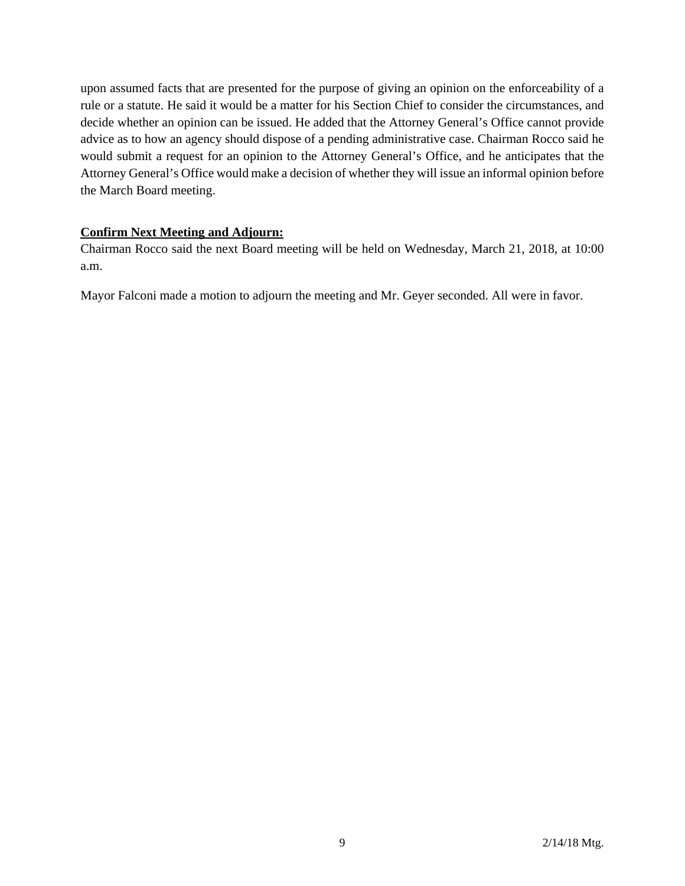upon assumed facts that are presented for the purpose of giving an opinion on the enforceability of a rule or a statute. He said it would be a matter for his Section Chief to consider the circumstances, and decide whether an opinion can be issued. He added that the Attorney General's Office cannot provide advice as to how an agency should dispose of a pending administrative case. Chairman Rocco said he would submit a request for an opinion to the Attorney General's Office, and he anticipates that the Attorney General's Office would make a decision of whether they will issue an informal opinion before the March Board meeting.

**Confirm Next Meeting and Adjourn:**

Chairman Rocco said the next Board meeting will be held on Wednesday, March 21, 2018, at 10:00 a.m.

Mayor Falconi made a motion to adjourn the meeting and Mr. Geyer seconded. All were in favor.